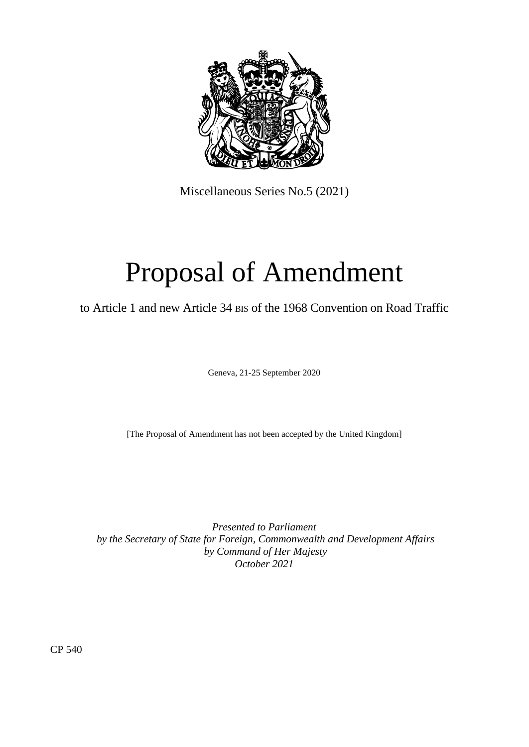Miscellaneous Series No.5 (2021)

# Proposal of Amendment

to Article 1 and new Article 34 BIS of the 1968 Convention on Road Traffic

Geneva, 21-25 September 2020

[The Proposal of Amendment has not been accepted by the United Kingdom]

*Presented to Parliament*
*by the Secretary of State for Foreign, Commonwealth and Development Affairs*
*by Command of Her Majesty*
*October 2021*

CP 540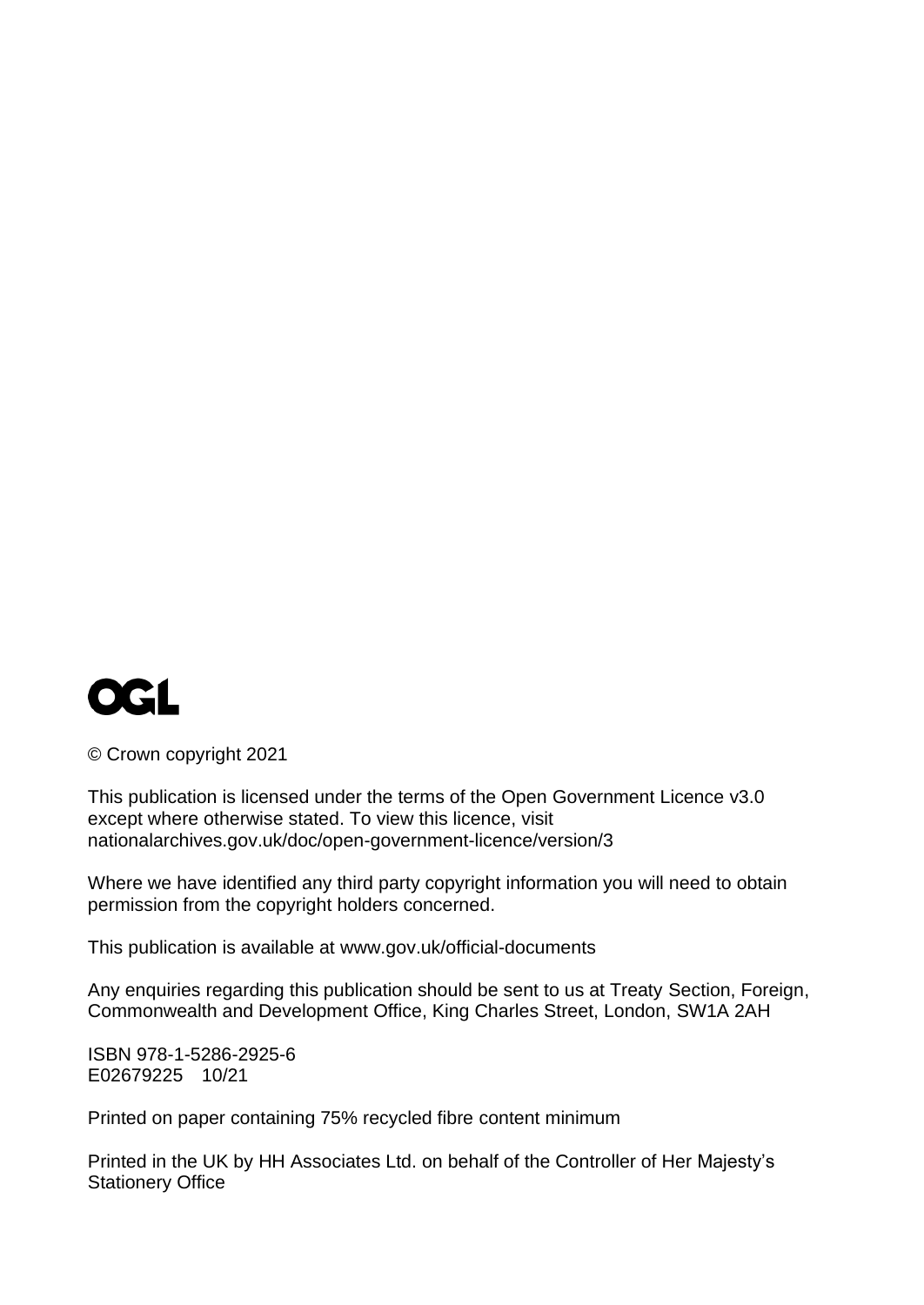OGL

© Crown copyright 2021

This publication is licensed under the terms of the Open Government Licence v3.0 except where otherwise stated. To view this licence, visit nationalarchives.gov.uk/doc/open-government-licence/version/3

Where we have identified any third party copyright information you will need to obtain permission from the copyright holders concerned.

This publication is available at www.gov.uk/official-documents

Any enquiries regarding this publication should be sent to us at Treaty Section, Foreign, Commonwealth and Development Office, King Charles Street, London, SW1A 2AH

ISBN 978-1-5286-2925-6
E02679225 10/21

Printed on paper containing 75% recycled fibre content minimum

Printed in the UK by HH Associates Ltd. on behalf of the Controller of Her Majesty's Stationery Office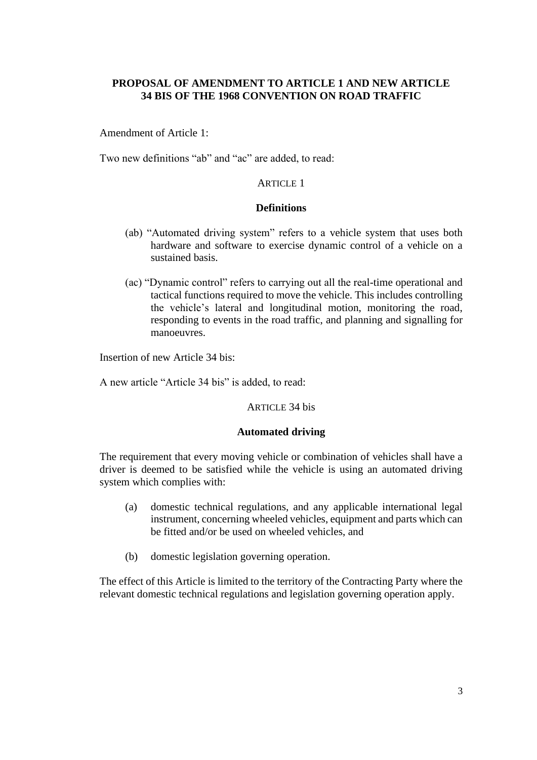**PROPOSAL OF AMENDMENT TO ARTICLE 1 AND NEW ARTICLE 34 BIS OF THE 1968 CONVENTION ON ROAD TRAFFIC**

Amendment of Article 1:

Two new definitions "ab" and "ac" are added, to read:

ARTICLE 1

**Definitions**

(ab) "Automated driving system" refers to a vehicle system that uses both hardware and software to exercise dynamic control of a vehicle on a sustained basis.

(ac) "Dynamic control" refers to carrying out all the real-time operational and tactical functions required to move the vehicle. This includes controlling the vehicle's lateral and longitudinal motion, monitoring the road, responding to events in the road traffic, and planning and signalling for manoeuvres.

Insertion of new Article 34 bis:

A new article "Article 34 bis" is added, to read:

ARTICLE 34 bis

**Automated driving**

The requirement that every moving vehicle or combination of vehicles shall have a driver is deemed to be satisfied while the vehicle is using an automated driving system which complies with:

(a) domestic technical regulations, and any applicable international legal instrument, concerning wheeled vehicles, equipment and parts which can be fitted and/or be used on wheeled vehicles, and

(b) domestic legislation governing operation.

The effect of this Article is limited to the territory of the Contracting Party where the relevant domestic technical regulations and legislation governing operation apply.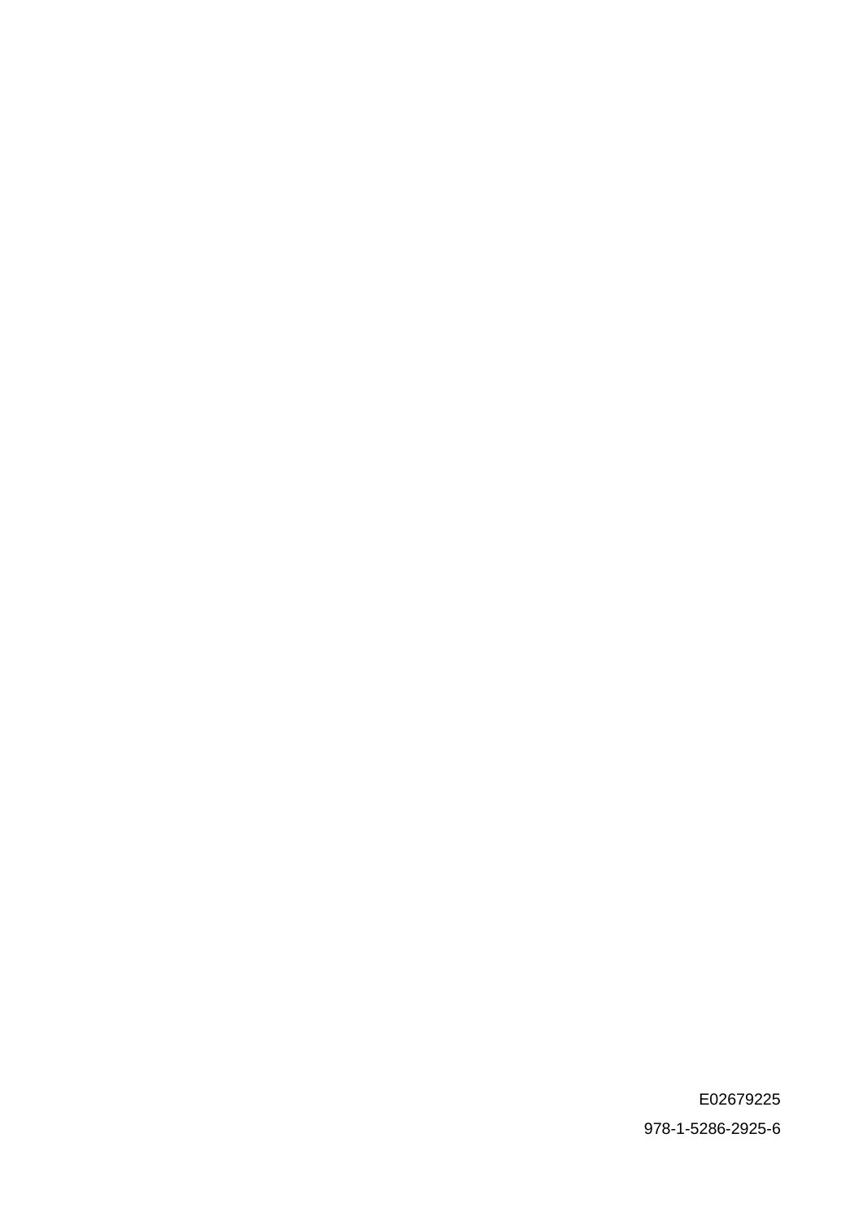E02679225

978-1-5286-2925-6